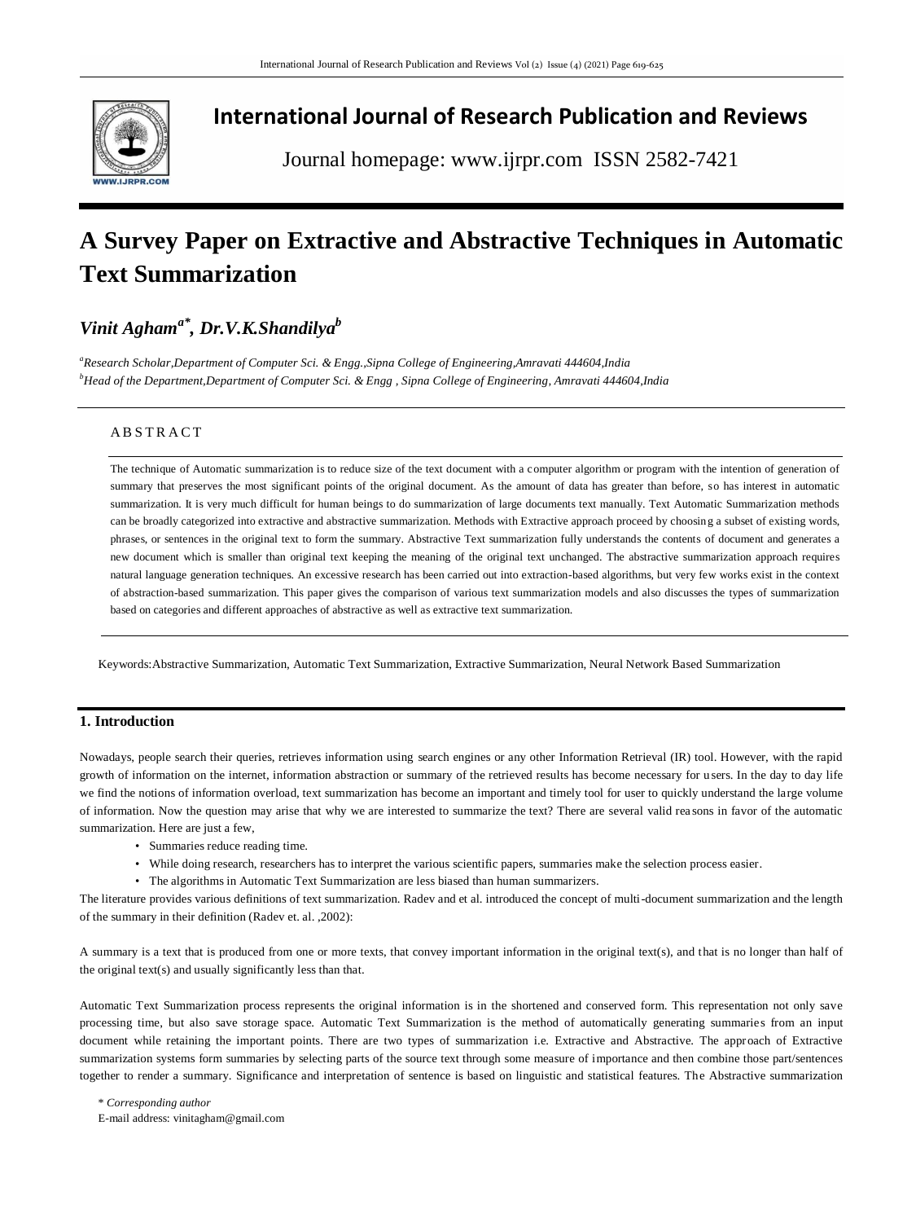# International Journal of Research Publication and Reviews

Journal homepage: www.ijrpr.com ISSN 2582-7421

# A Survey Paper on Extractive and Abstractive Techniques in Automatic Text Summarization

***Vinit Agham[a*], Dr.V.K.Shandilya[b]***

[a] *Research Scholar,Department of Computer Sci. & Engg.,Sipna College of Engineering,Amravati 444604,India*
[b] *Head of the Department,Department of Computer Sci. & Engg , Sipna College of Engineering, Amravati 444604,India*

## A B S T R A C T

The technique of Automatic summarization is to reduce size of the text document with a computer algorithm or program with the intention of generation of summary that preserves the most significant points of the original document. As the amount of data has greater than before, so has interest in automatic summarization. It is very much difficult for human beings to do summarization of large documents text manually. Text Automatic Summarization methods can be broadly categorized into extractive and abstractive summarization. Methods with Extractive approach proceed by choosing a subset of existing words, phrases, or sentences in the original text to form the summary. Abstractive Text summarization fully understands the contents of document and generates a new document which is smaller than original text keeping the meaning of the original text unchanged. The abstractive summarization approach requires natural language generation techniques. An excessive research has been carried out into extraction-based algorithms, but very few works exist in the context of abstraction-based summarization. This paper gives the comparison of various text summarization models and also discusses the types of summarization based on categories and different approaches of abstractive as well as extractive text summarization.

Keywords:Abstractive Summarization, Automatic Text Summarization, Extractive Summarization, Neural Network Based Summarization

## 1. Introduction

Nowadays, people search their queries, retrieves information using search engines or any other Information Retrieval (IR) tool. However, with the rapid growth of information on the internet, information abstraction or summary of the retrieved results has become necessary for users. In the day to day life we find the notions of information overload, text summarization has become an important and timely tool for user to quickly understand the large volume of information. Now the question may arise that why we are interested to summarize the text? There are several valid reasons in favor of the automatic summarization. Here are just a few,

- Summaries reduce reading time.
- While doing research, researchers has to interpret the various scientific papers, summaries make the selection process easier.
- The algorithms in Automatic Text Summarization are less biased than human summarizers.

The literature provides various definitions of text summarization. Radev and et al. introduced the concept of multi-document summarization and the length of the summary in their definition (Radev et. al. ,2002):

A summary is a text that is produced from one or more texts, that convey important information in the original text(s), and that is no longer than half of the original text(s) and usually significantly less than that.

Automatic Text Summarization process represents the original information is in the shortened and conserved form. This representation not only save processing time, but also save storage space. Automatic Text Summarization is the method of automatically generating summaries from an input document while retaining the important points. There are two types of summarization i.e. Extractive and Abstractive. The approach of Extractive summarization systems form summaries by selecting parts of the source text through some measure of importance and then combine those part/sentences together to render a summary. Significance and interpretation of sentence is based on linguistic and statistical features. The Abstractive summarization

\* *Corresponding author*
E-mail address: vinitagham@gmail.com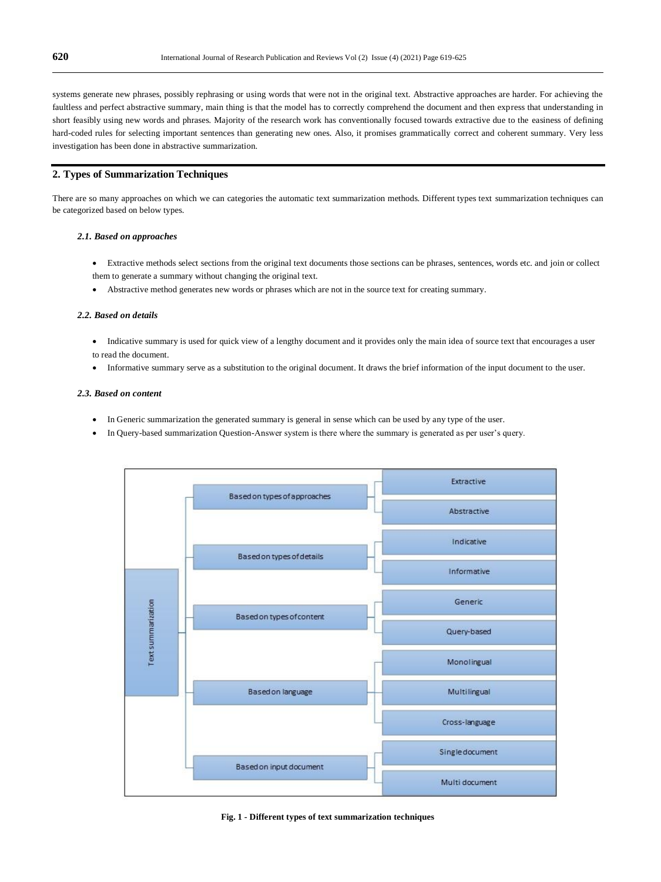systems generate new phrases, possibly rephrasing or using words that were not in the original text. Abstractive approaches are harder. For achieving the faultless and perfect abstractive summary, main thing is that the model has to correctly comprehend the document and then express that understanding in short feasibly using new words and phrases. Majority of the research work has conventionally focused towards extractive due to the easiness of defining hard-coded rules for selecting important sentences than generating new ones. Also, it promises grammatically correct and coherent summary. Very less investigation has been done in abstractive summarization.

## 2. Types of Summarization Techniques

There are so many approaches on which we can categories the automatic text summarization methods. Different types text summarization techniques can be categorized based on below types.

### *2.1. Based on approaches*

- Extractive methods select sections from the original text documents those sections can be phrases, sentences, words etc. and join or collect them to generate a summary without changing the original text.
- Abstractive method generates new words or phrases which are not in the source text for creating summary.

### *2.2. Based on details*

- Indicative summary is used for quick view of a lengthy document and it provides only the main idea of source text that encourages a user to read the document.
- Informative summary serve as a substitution to the original document. It draws the brief information of the input document to the user.

### *2.3. Based on content*

- In Generic summarization the generated summary is general in sense which can be used by any type of the user.
- In Query-based summarization Question-Answer system is there where the summary is generated as per user's query.

**Fig. 1 - Different types of text summarization techniques**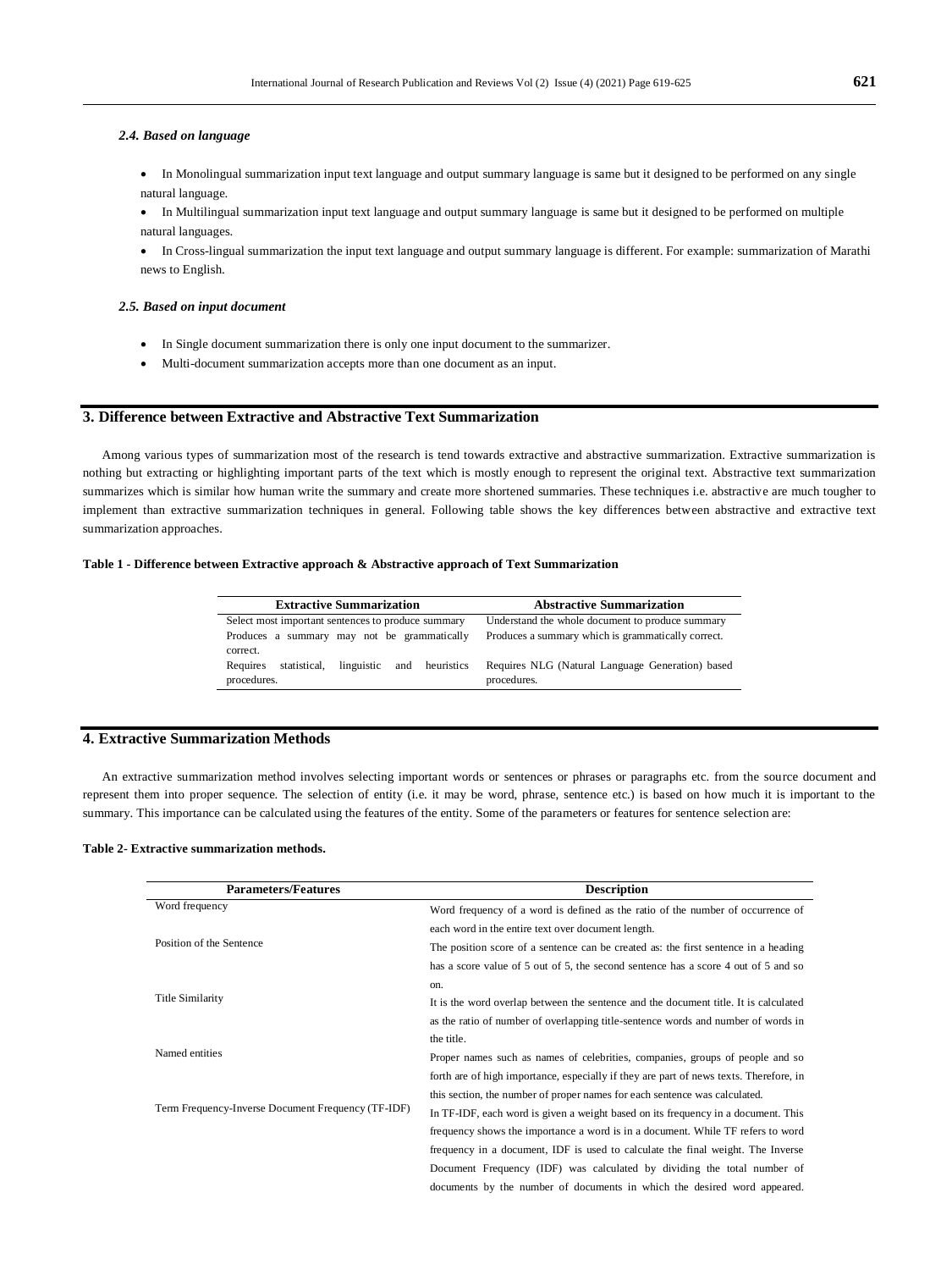### *2.4. Based on language*

- In Monolingual summarization input text language and output summary language is same but it designed to be performed on any single natural language.
- In Multilingual summarization input text language and output summary language is same but it designed to be performed on multiple natural languages.
- In Cross-lingual summarization the input text language and output summary language is different. For example: summarization of Marathi news to English.

### *2.5. Based on input document*

- In Single document summarization there is only one input document to the summarizer.
- Multi-document summarization accepts more than one document as an input.

## 3. Difference between Extractive and Abstractive Text Summarization

Among various types of summarization most of the research is tend towards extractive and abstractive summarization. Extractive summarization is nothing but extracting or highlighting important parts of the text which is mostly enough to represent the original text. Abstractive text summarization summarizes which is similar how human write the summary and create more shortened summaries. These techniques i.e. abstractive are much tougher to implement than extractive summarization techniques in general. Following table shows the key differences between abstractive and extractive text summarization approaches.

**Table 1 - Difference between Extractive approach & Abstractive approach of Text Summarization**

| Extractive Summarization | Abstractive Summarization |
| --- | --- |
| Select most important sentences to produce summary | Understand the whole document to produce summary |
| Produces a summary may not be grammatically correct. | Produces a summary which is grammatically correct. |
| Requires statistical, linguistic and heuristics procedures. | Requires NLG (Natural Language Generation) based procedures. |

## 4. Extractive Summarization Methods

An extractive summarization method involves selecting important words or sentences or phrases or paragraphs etc. from the source document and represent them into proper sequence. The selection of entity (i.e. it may be word, phrase, sentence etc.) is based on how much it is important to the summary. This importance can be calculated using the features of the entity. Some of the parameters or features for sentence selection are:

**Table 2- Extractive summarization methods.**

| Parameters/Features | Description |
| --- | --- |
| Word frequency | Word frequency of a word is defined as the ratio of the number of occurrence of each word in the entire text over document length. |
| Position of the Sentence | The position score of a sentence can be created as: the first sentence in a heading has a score value of 5 out of 5, the second sentence has a score 4 out of 5 and so on. |
| Title Similarity | It is the word overlap between the sentence and the document title. It is calculated as the ratio of number of overlapping title-sentence words and number of words in the title. |
| Named entities | Proper names such as names of celebrities, companies, groups of people and so forth are of high importance, especially if they are part of news texts. Therefore, in this section, the number of proper names for each sentence was calculated. |
| Term Frequency-Inverse Document Frequency (TF-IDF) | In TF-IDF, each word is given a weight based on its frequency in a document. This frequency shows the importance a word is in a document. While TF refers to word frequency in a document, IDF is used to calculate the final weight. The Inverse Document Frequency (IDF) was calculated by dividing the total number of documents by the number of documents in which the desired word appeared. |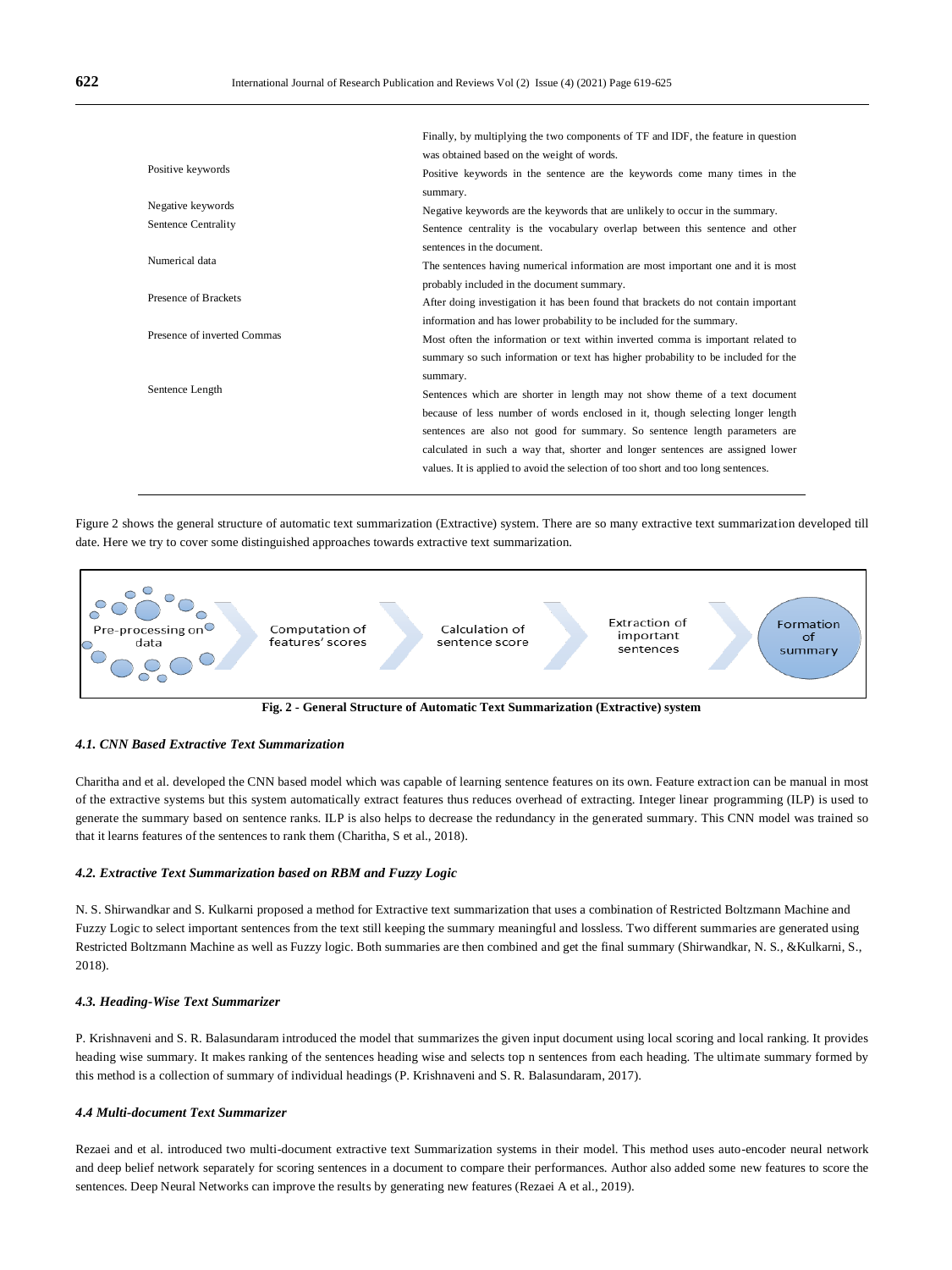| | |
|---|---|
| | Finally, by multiplying the two components of TF and IDF, the feature in question was obtained based on the weight of words. |
| Positive keywords | Positive keywords in the sentence are the keywords come many times in the summary. |
| Negative keywords | Negative keywords are the keywords that are unlikely to occur in the summary. |
| Sentence Centrality | Sentence centrality is the vocabulary overlap between this sentence and other sentences in the document. |
| Numerical data | The sentences having numerical information are most important one and it is most probably included in the document summary. |
| Presence of Brackets | After doing investigation it has been found that brackets do not contain important information and has lower probability to be included for the summary. |
| Presence of inverted Commas | Most often the information or text within inverted comma is important related to summary so such information or text has higher probability to be included for the summary. |
| Sentence Length | Sentences which are shorter in length may not show theme of a text document because of less number of words enclosed in it, though selecting longer length sentences are also not good for summary. So sentence length parameters are calculated in such a way that, shorter and longer sentences are assigned lower values. It is applied to avoid the selection of too short and too long sentences. |

Figure 2 shows the general structure of automatic text summarization (Extractive) system. There are so many extractive text summarization developed till date. Here we try to cover some distinguished approaches towards extractive text summarization.

Pre-processing on data → Computation of features' scores → Calculation of sentence score → Extraction of important sentences → Formation of summary

**Fig. 2 - General Structure of Automatic Text Summarization (Extractive) system**

#### *4.1. CNN Based Extractive Text Summarization*

Charitha and et al. developed the CNN based model which was capable of learning sentence features on its own. Feature extraction can be manual in most of the extractive systems but this system automatically extract features thus reduces overhead of extracting. Integer linear programming (ILP) is used to generate the summary based on sentence ranks. ILP is also helps to decrease the redundancy in the generated summary. This CNN model was trained so that it learns features of the sentences to rank them (Charitha, S et al., 2018).

#### *4.2. Extractive Text Summarization based on RBM and Fuzzy Logic*

N. S. Shirwandkar and S. Kulkarni proposed a method for Extractive text summarization that uses a combination of Restricted Boltzmann Machine and Fuzzy Logic to select important sentences from the text still keeping the summary meaningful and lossless. Two different summaries are generated using Restricted Boltzmann Machine as well as Fuzzy logic. Both summaries are then combined and get the final summary (Shirwandkar, N. S., &Kulkarni, S., 2018).

#### *4.3. Heading-Wise Text Summarizer*

P. Krishnaveni and S. R. Balasundaram introduced the model that summarizes the given input document using local scoring and local ranking. It provides heading wise summary. It makes ranking of the sentences heading wise and selects top n sentences from each heading. The ultimate summary formed by this method is a collection of summary of individual headings (P. Krishnaveni and S. R. Balasundaram, 2017).

#### *4.4 Multi-document Text Summarizer*

Rezaei and et al. introduced two multi-document extractive text Summarization systems in their model. This method uses auto-encoder neural network and deep belief network separately for scoring sentences in a document to compare their performances. Author also added some new features to score the sentences. Deep Neural Networks can improve the results by generating new features (Rezaei A et al., 2019).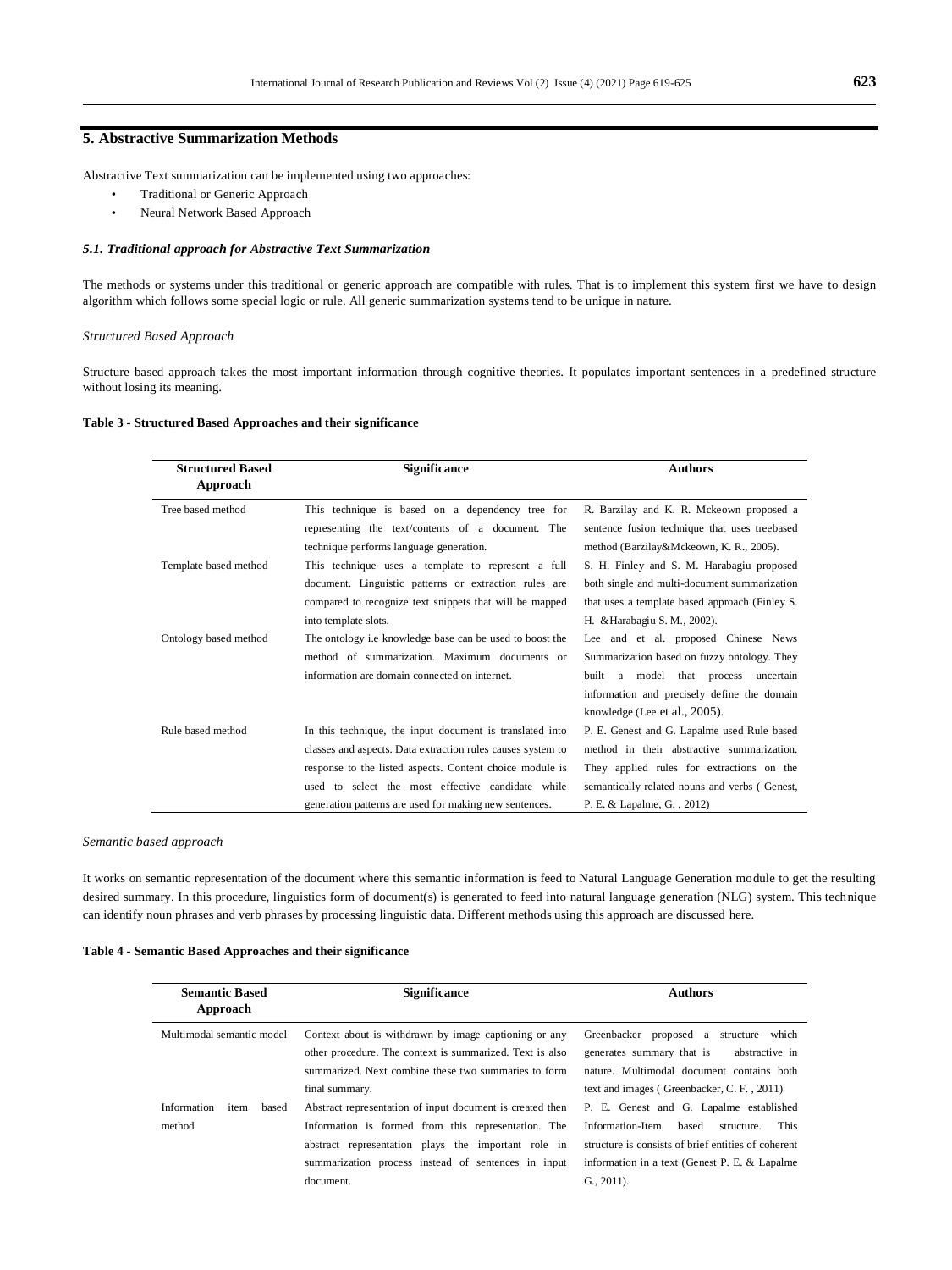## 5. Abstractive Summarization Methods

Abstractive Text summarization can be implemented using two approaches:

- Traditional or Generic Approach
- Neural Network Based Approach

### *5.1. Traditional approach for Abstractive Text Summarization*

The methods or systems under this traditional or generic approach are compatible with rules. That is to implement this system first we have to design algorithm which follows some special logic or rule. All generic summarization systems tend to be unique in nature.

*Structured Based Approach*

Structure based approach takes the most important information through cognitive theories. It populates important sentences in a predefined structure without losing its meaning.

**Table 3 - Structured Based Approaches and their significance**

| Structured Based Approach | Significance | Authors |
|---|---|---|
| Tree based method | This technique is based on a dependency tree for representing the text/contents of a document. The technique performs language generation. | R. Barzilay and K. R. Mckeown proposed a sentence fusion technique that uses treebased method (Barzilay&Mckeown, K. R., 2005). |
| Template based method | This technique uses a template to represent a full document. Linguistic patterns or extraction rules are compared to recognize text snippets that will be mapped into template slots. | S. H. Finley and S. M. Harabagiu proposed both single and multi-document summarization that uses a template based approach (Finley S. H. &Harabagiu S. M., 2002). |
| Ontology based method | The ontology i.e knowledge base can be used to boost the method of summarization. Maximum documents or information are domain connected on internet. | Lee and et al. proposed Chinese News Summarization based on fuzzy ontology. They built a model that process uncertain information and precisely define the domain knowledge (Lee et al., 2005). |
| Rule based method | In this technique, the input document is translated into classes and aspects. Data extraction rules causes system to response to the listed aspects. Content choice module is used to select the most effective candidate while generation patterns are used for making new sentences. | P. E. Genest and G. Lapalme used Rule based method in their abstractive summarization. They applied rules for extractions on the semantically related nouns and verbs ( Genest, P. E. & Lapalme, G. , 2012) |

*Semantic based approach*

It works on semantic representation of the document where this semantic information is feed to Natural Language Generation module to get the resulting desired summary. In this procedure, linguistics form of document(s) is generated to feed into natural language generation (NLG) system. This technique can identify noun phrases and verb phrases by processing linguistic data. Different methods using this approach are discussed here.

**Table 4 - Semantic Based Approaches and their significance**

| Semantic Based Approach | Significance | Authors |
|---|---|---|
| Multimodal semantic model | Context about is withdrawn by image captioning or any other procedure. The context is summarized. Text is also summarized. Next combine these two summaries to form final summary. | Greenbacker proposed a structure which generates summary that is abstractive in nature. Multimodal document contains both text and images ( Greenbacker, C. F. , 2011) |
| Information item based method | Abstract representation of input document is created then Information is formed from this representation. The abstract representation plays the important role in summarization process instead of sentences in input document. | P. E. Genest and G. Lapalme established Information-Item based structure. This structure is consists of brief entities of coherent information in a text (Genest P. E. & Lapalme G., 2011). |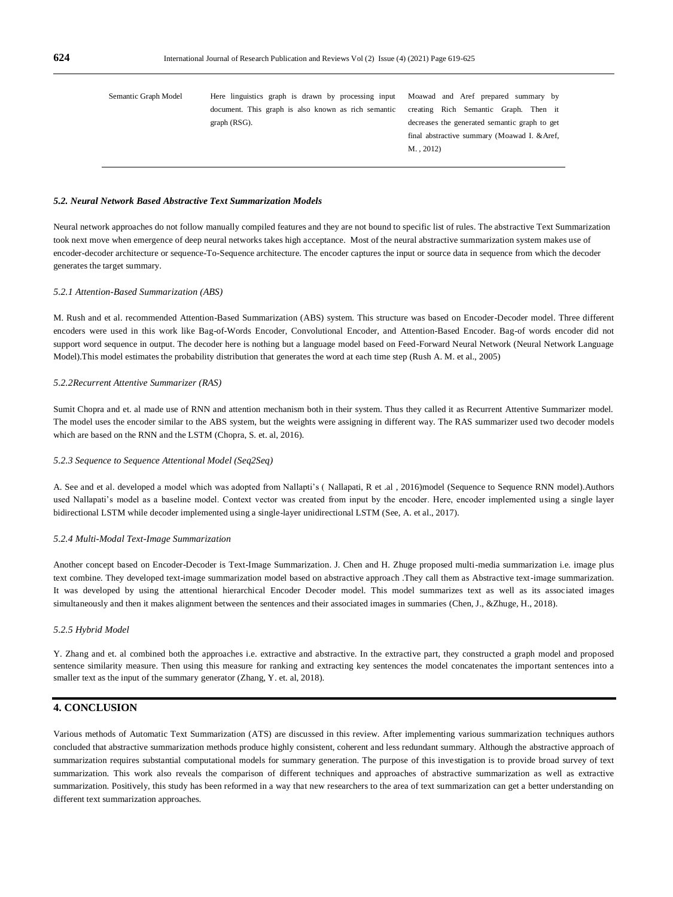| | | |
|---|---|---|
| Semantic Graph Model | Here linguistics graph is drawn by processing input document. This graph is also known as rich semantic graph (RSG). | Moawad and Aref prepared summary by creating Rich Semantic Graph. Then it decreases the generated semantic graph to get final abstractive summary (Moawad I. &Aref, M. , 2012) |

### *5.2. Neural Network Based Abstractive Text Summarization Models*

Neural network approaches do not follow manually compiled features and they are not bound to specific list of rules. The abstractive Text Summarization took next move when emergence of deep neural networks takes high acceptance. Most of the neural abstractive summarization system makes use of encoder-decoder architecture or sequence-To-Sequence architecture. The encoder captures the input or source data in sequence from which the decoder generates the target summary.

#### *5.2.1 Attention-Based Summarization (ABS)*

M. Rush and et al. recommended Attention-Based Summarization (ABS) system. This structure was based on Encoder-Decoder model. Three different encoders were used in this work like Bag-of-Words Encoder, Convolutional Encoder, and Attention-Based Encoder. Bag-of words encoder did not support word sequence in output. The decoder here is nothing but a language model based on Feed-Forward Neural Network (Neural Network Language Model).This model estimates the probability distribution that generates the word at each time step (Rush A. M. et al., 2005)

#### *5.2.2Recurrent Attentive Summarizer (RAS)*

Sumit Chopra and et. al made use of RNN and attention mechanism both in their system. Thus they called it as Recurrent Attentive Summarizer model. The model uses the encoder similar to the ABS system, but the weights were assigning in different way. The RAS summarizer used two decoder models which are based on the RNN and the LSTM (Chopra, S. et. al, 2016).

#### *5.2.3 Sequence to Sequence Attentional Model (Seq2Seq)*

A. See and et al. developed a model which was adopted from Nallapti's ( Nallapati, R et .al , 2016)model (Sequence to Sequence RNN model).Authors used Nallapati's model as a baseline model. Context vector was created from input by the encoder. Here, encoder implemented using a single layer bidirectional LSTM while decoder implemented using a single-layer unidirectional LSTM (See, A. et al., 2017).

#### *5.2.4 Multi-Modal Text-Image Summarization*

Another concept based on Encoder-Decoder is Text-Image Summarization. J. Chen and H. Zhuge proposed multi-media summarization i.e. image plus text combine. They developed text-image summarization model based on abstractive approach .They call them as Abstractive text-image summarization. It was developed by using the attentional hierarchical Encoder Decoder model. This model summarizes text as well as its associated images simultaneously and then it makes alignment between the sentences and their associated images in summaries (Chen, J., &Zhuge, H., 2018).

#### *5.2.5 Hybrid Model*

Y. Zhang and et. al combined both the approaches i.e. extractive and abstractive. In the extractive part, they constructed a graph model and proposed sentence similarity measure. Then using this measure for ranking and extracting key sentences the model concatenates the important sentences into a smaller text as the input of the summary generator (Zhang, Y. et. al, 2018).

## 4. CONCLUSION

Various methods of Automatic Text Summarization (ATS) are discussed in this review. After implementing various summarization techniques authors concluded that abstractive summarization methods produce highly consistent, coherent and less redundant summary. Although the abstractive approach of summarization requires substantial computational models for summary generation. The purpose of this investigation is to provide broad survey of text summarization. This work also reveals the comparison of different techniques and approaches of abstractive summarization as well as extractive summarization. Positively, this study has been reformed in a way that new researchers to the area of text summarization can get a better understanding on different text summarization approaches.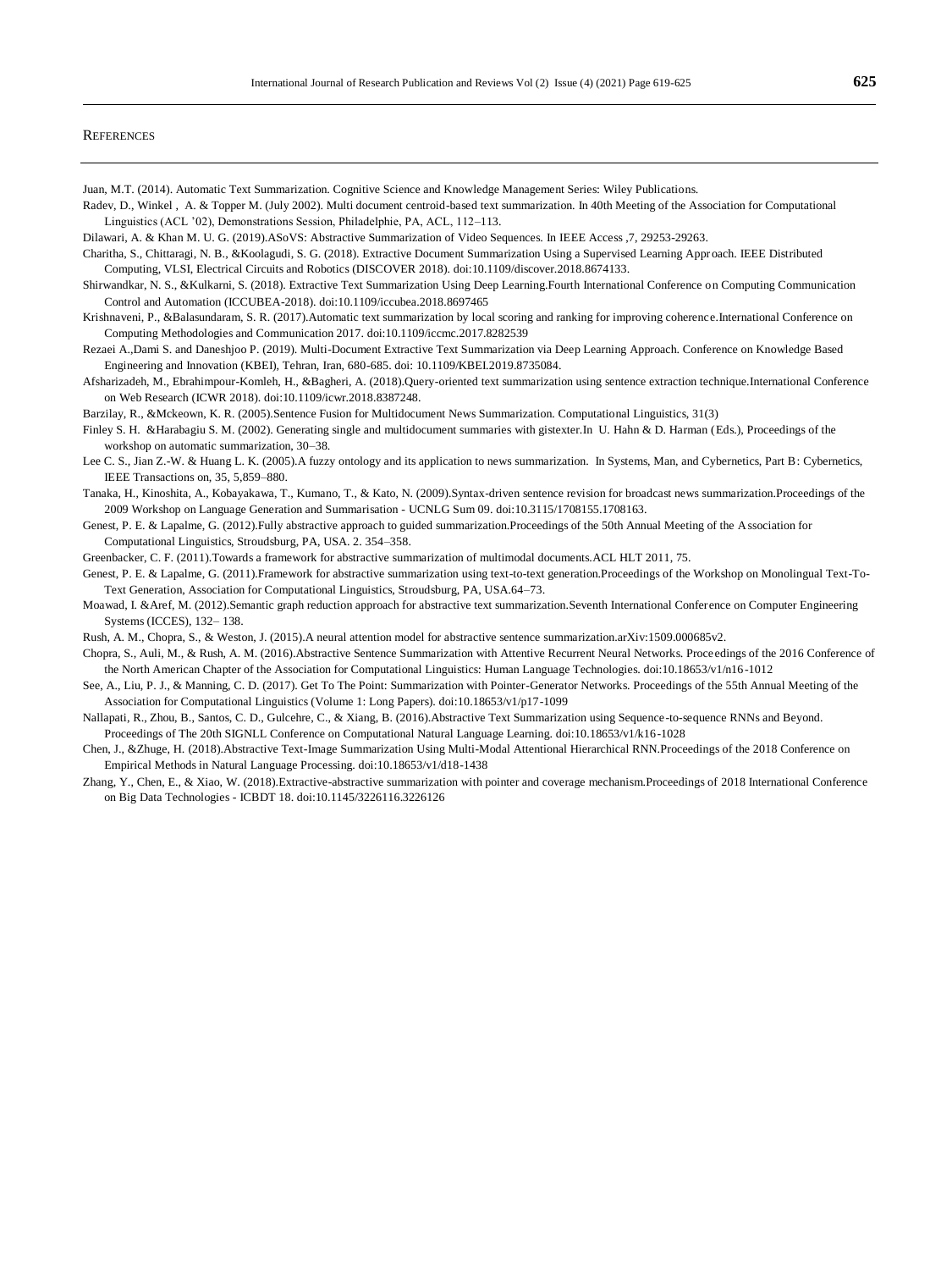## REFERENCES

Juan, M.T. (2014). Automatic Text Summarization. Cognitive Science and Knowledge Management Series: Wiley Publications.

Radev, D., Winkel , A. & Topper M. (July 2002). Multi document centroid-based text summarization. In 40th Meeting of the Association for Computational Linguistics (ACL '02), Demonstrations Session, Philadelphie, PA, ACL, 112–113.

Dilawari, A. & Khan M. U. G. (2019).ASoVS: Abstractive Summarization of Video Sequences. In IEEE Access ,7, 29253-29263.

Charitha, S., Chittaragi, N. B., &Koolagudi, S. G. (2018). Extractive Document Summarization Using a Supervised Learning Approach. IEEE Distributed Computing, VLSI, Electrical Circuits and Robotics (DISCOVER 2018). doi:10.1109/discover.2018.8674133.

Shirwandkar, N. S., &Kulkarni, S. (2018). Extractive Text Summarization Using Deep Learning.Fourth International Conference on Computing Communication Control and Automation (ICCUBEA-2018). doi:10.1109/iccubea.2018.8697465

Krishnaveni, P., &Balasundaram, S. R. (2017).Automatic text summarization by local scoring and ranking for improving coherence.International Conference on Computing Methodologies and Communication 2017. doi:10.1109/iccmc.2017.8282539

Rezaei A.,Dami S. and Daneshjoo P. (2019). Multi-Document Extractive Text Summarization via Deep Learning Approach. Conference on Knowledge Based Engineering and Innovation (KBEI), Tehran, Iran, 680-685. doi: 10.1109/KBEI.2019.8735084.

Afsharizadeh, M., Ebrahimpour-Komleh, H., &Bagheri, A. (2018).Query-oriented text summarization using sentence extraction technique.International Conference on Web Research (ICWR 2018). doi:10.1109/icwr.2018.8387248.

Barzilay, R., &Mckeown, K. R. (2005).Sentence Fusion for Multidocument News Summarization. Computational Linguistics, 31(3)

Finley S. H. &Harabagiu S. M. (2002). Generating single and multidocument summaries with gistexter.In U. Hahn & D. Harman (Eds.), Proceedings of the workshop on automatic summarization, 30–38.

Lee C. S., Jian Z.-W. & Huang L. K. (2005).A fuzzy ontology and its application to news summarization. In Systems, Man, and Cybernetics, Part B: Cybernetics, IEEE Transactions on, 35, 5,859–880.

Tanaka, H., Kinoshita, A., Kobayakawa, T., Kumano, T., & Kato, N. (2009).Syntax-driven sentence revision for broadcast news summarization.Proceedings of the 2009 Workshop on Language Generation and Summarisation - UCNLG Sum 09. doi:10.3115/1708155.1708163.

Genest, P. E. & Lapalme, G. (2012).Fully abstractive approach to guided summarization.Proceedings of the 50th Annual Meeting of the Association for Computational Linguistics, Stroudsburg, PA, USA. 2. 354–358.

Greenbacker, C. F. (2011).Towards a framework for abstractive summarization of multimodal documents.ACL HLT 2011, 75.

Genest, P. E. & Lapalme, G. (2011).Framework for abstractive summarization using text-to-text generation.Proceedings of the Workshop on Monolingual Text-To-Text Generation, Association for Computational Linguistics, Stroudsburg, PA, USA.64–73.

Moawad, I. &Aref, M. (2012).Semantic graph reduction approach for abstractive text summarization.Seventh International Conference on Computer Engineering Systems (ICCES), 132– 138.

Rush, A. M., Chopra, S., & Weston, J. (2015).A neural attention model for abstractive sentence summarization.arXiv:1509.000685v2.

Chopra, S., Auli, M., & Rush, A. M. (2016).Abstractive Sentence Summarization with Attentive Recurrent Neural Networks. Proceedings of the 2016 Conference of the North American Chapter of the Association for Computational Linguistics: Human Language Technologies. doi:10.18653/v1/n16-1012

See, A., Liu, P. J., & Manning, C. D. (2017). Get To The Point: Summarization with Pointer-Generator Networks. Proceedings of the 55th Annual Meeting of the Association for Computational Linguistics (Volume 1: Long Papers). doi:10.18653/v1/p17-1099

Nallapati, R., Zhou, B., Santos, C. D., Gulcehre, C., & Xiang, B. (2016).Abstractive Text Summarization using Sequence-to-sequence RNNs and Beyond. Proceedings of The 20th SIGNLL Conference on Computational Natural Language Learning. doi:10.18653/v1/k16-1028

Chen, J., &Zhuge, H. (2018).Abstractive Text-Image Summarization Using Multi-Modal Attentional Hierarchical RNN.Proceedings of the 2018 Conference on Empirical Methods in Natural Language Processing. doi:10.18653/v1/d18-1438

Zhang, Y., Chen, E., & Xiao, W. (2018).Extractive-abstractive summarization with pointer and coverage mechanism.Proceedings of 2018 International Conference on Big Data Technologies - ICBDT 18. doi:10.1145/3226116.3226126